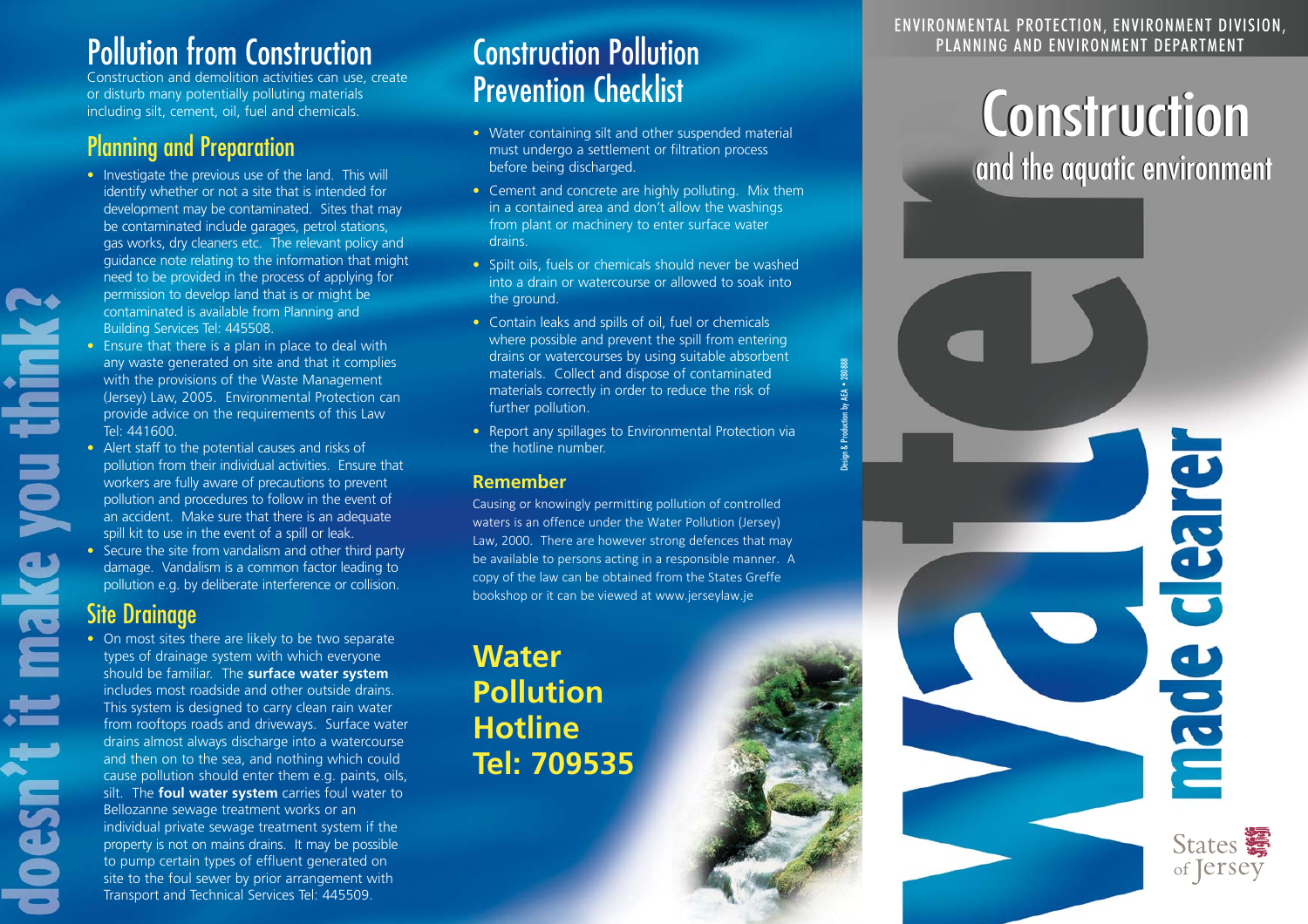doesn't it make you think?

# Pollution from Construction

Construction and demolition activities can use, create or disturb many potentially polluting materials including silt, cement, oil, fuel and chemicals.

## Planning and Preparation

- Investigate the previous use of the land. This will identify whether or not a site that is intended for development may be contaminated. Sites that may be contaminated include garages, petrol stations, gas works, dry cleaners etc. The relevant policy and guidance note relating to the information that might need to be provided in the process of applying for permission to develop land that is or might be contaminated is available from Planning and Building Services Tel: 445508.
- Ensure that there is a plan in place to deal with any waste generated on site and that it complies with the provisions of the Waste Management (Jersey) Law, 2005. Environmental Protection can provide advice on the requirements of this Law Tel: 441600.
- Alert staff to the potential causes and risks of pollution from their individual activities. Ensure that workers are fully aware of precautions to prevent pollution and procedures to follow in the event of an accident. Make sure that there is an adequate spill kit to use in the event of a spill or leak.
- Secure the site from vandalism and other third party damage. Vandalism is a common factor leading to pollution e.g. by deliberate interference or collision.

## Site Drainage

- On most sites there are likely to be two separate types of drainage system with which everyone should be familiar. The **surface water system** includes most roadside and other outside drains. This system is designed to carry clean rain water from rooftops roads and driveways. Surface water drains almost always discharge into a watercourse and then on to the sea, and nothing which could cause pollution should enter them e.g. paints, oils, silt. The **foul water system** carries foul water to Bellozanne sewage treatment works or an individual private sewage treatment system if the property is not on mains drains. It may be possible to pump certain types of effluent generated on site to the foul sewer by prior arrangement with Transport and Technical Services Tel: 445509.

# Construction Pollution Prevention Checklist

- Water containing silt and other suspended material must undergo a settlement or filtration process before being discharged.
- Cement and concrete are highly polluting. Mix them in a contained area and don't allow the washings from plant or machinery to enter surface water drains.
- Spilt oils, fuels or chemicals should never be washed into a drain or watercourse or allowed to soak into the ground.
- Contain leaks and spills of oil, fuel or chemicals where possible and prevent the spill from entering drains or watercourses by using suitable absorbent materials. Collect and dispose of contaminated materials correctly in order to reduce the risk of further pollution.
- Report any spillages to Environmental Protection via the hotline number.

### Remember

Causing or knowingly permitting pollution of controlled waters is an offence under the Water Pollution (Jersey) Law, 2000. There are however strong defences that may be available to persons acting in a responsible manner. A copy of the law can be obtained from the States Greffe bookshop or it can be viewed at www.jerseylaw.je

**Water Pollution Hotline Tel: 709535**

Design & Production by AEA • 280688

ENVIRONMENTAL PROTECTION, ENVIRONMENT DIVISION, PLANNING AND ENVIRONMENT DEPARTMENT

# Construction

## and the aquatic environment

Water made clearer

States of Jersey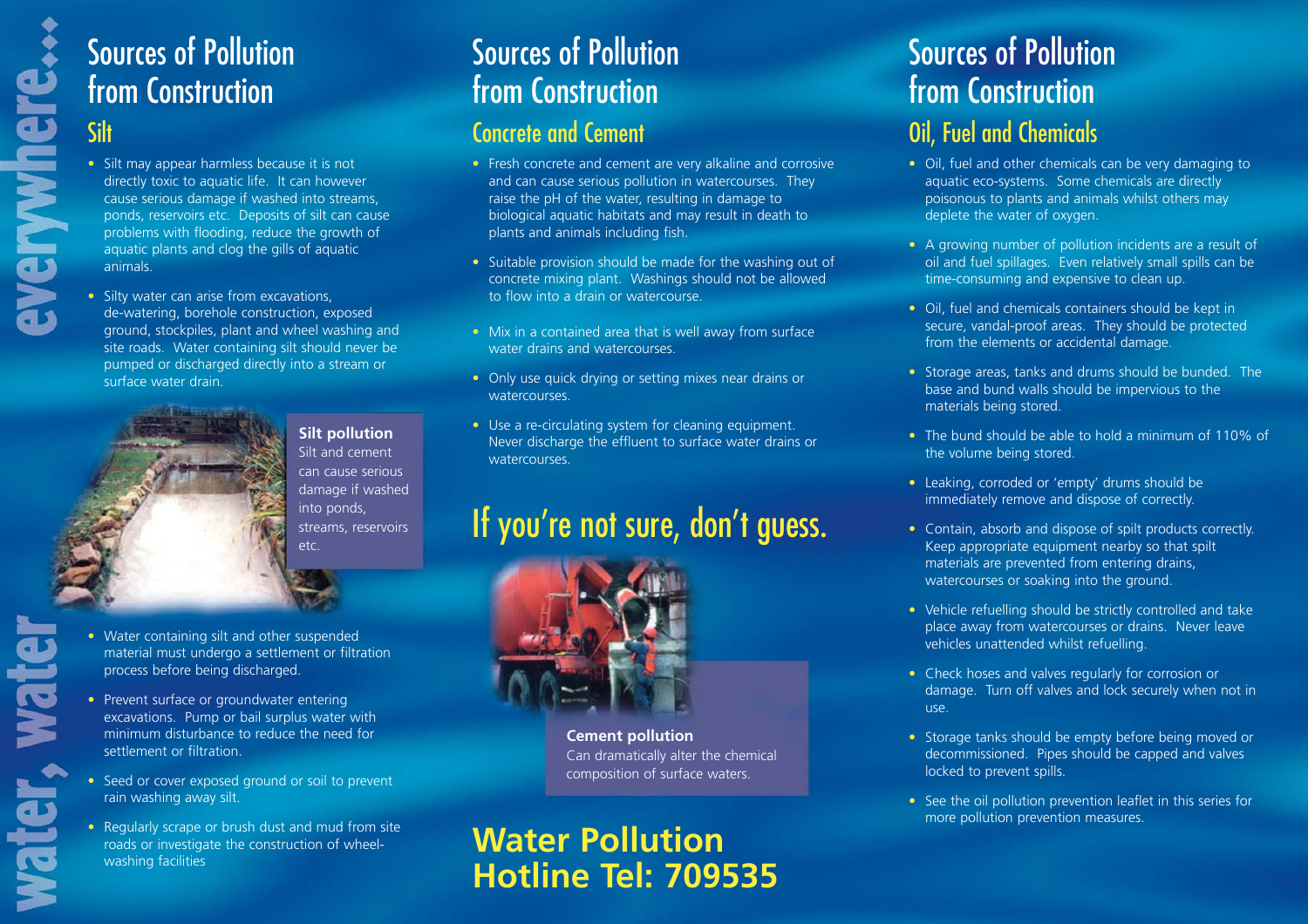# Sources of Pollution from Construction

## Silt

- Silt may appear harmless because it is not directly toxic to aquatic life. It can however cause serious damage if washed into streams, ponds, reservoirs etc. Deposits of silt can cause problems with flooding, reduce the growth of aquatic plants and clog the gills of aquatic animals.
- Silty water can arise from excavations, de-watering, borehole construction, exposed ground, stockpiles, plant and wheel washing and site roads. Water containing silt should never be pumped or discharged directly into a stream or surface water drain.

**Silt pollution**
Silt and cement can cause serious damage if washed into ponds, streams, reservoirs etc.

- Water containing silt and other suspended material must undergo a settlement or filtration process before being discharged.
- Prevent surface or groundwater entering excavations. Pump or bail surplus water with minimum disturbance to reduce the need for settlement or filtration.
- Seed or cover exposed ground or soil to prevent rain washing away silt.
- Regularly scrape or brush dust and mud from site roads or investigate the construction of wheel-washing facilities

# Sources of Pollution from Construction

## Concrete and Cement

- Fresh concrete and cement are very alkaline and corrosive and can cause serious pollution in watercourses. They raise the pH of the water, resulting in damage to biological aquatic habitats and may result in death to plants and animals including fish.
- Suitable provision should be made for the washing out of concrete mixing plant. Washings should not be allowed to flow into a drain or watercourse.
- Mix in a contained area that is well away from surface water drains and watercourses.
- Only use quick drying or setting mixes near drains or watercourses.
- Use a re-circulating system for cleaning equipment. Never discharge the effluent to surface water drains or watercourses.

## If you're not sure, don't guess.

**Cement pollution**
Can dramatically alter the chemical composition of surface waters.

**Water Pollution Hotline Tel: 709535**

# Sources of Pollution from Construction

## Oil, Fuel and Chemicals

- Oil, fuel and other chemicals can be very damaging to aquatic eco-systems. Some chemicals are directly poisonous to plants and animals whilst others may deplete the water of oxygen.
- A growing number of pollution incidents are a result of oil and fuel spillages. Even relatively small spills can be time-consuming and expensive to clean up.
- Oil, fuel and chemicals containers should be kept in secure, vandal-proof areas. They should be protected from the elements or accidental damage.
- Storage areas, tanks and drums should be bunded. The base and bund walls should be impervious to the materials being stored.
- The bund should be able to hold a minimum of 110% of the volume being stored.
- Leaking, corroded or 'empty' drums should be immediately remove and dispose of correctly.
- Contain, absorb and dispose of spilt products correctly. Keep appropriate equipment nearby so that spilt materials are prevented from entering drains, watercourses or soaking into the ground.
- Vehicle refuelling should be strictly controlled and take place away from watercourses or drains. Never leave vehicles unattended whilst refuelling.
- Check hoses and valves regularly for corrosion or damage. Turn off valves and lock securely when not in use.
- Storage tanks should be empty before being moved or decommissioned. Pipes should be capped and valves locked to prevent spills.
- See the oil pollution prevention leaflet in this series for more pollution prevention measures.